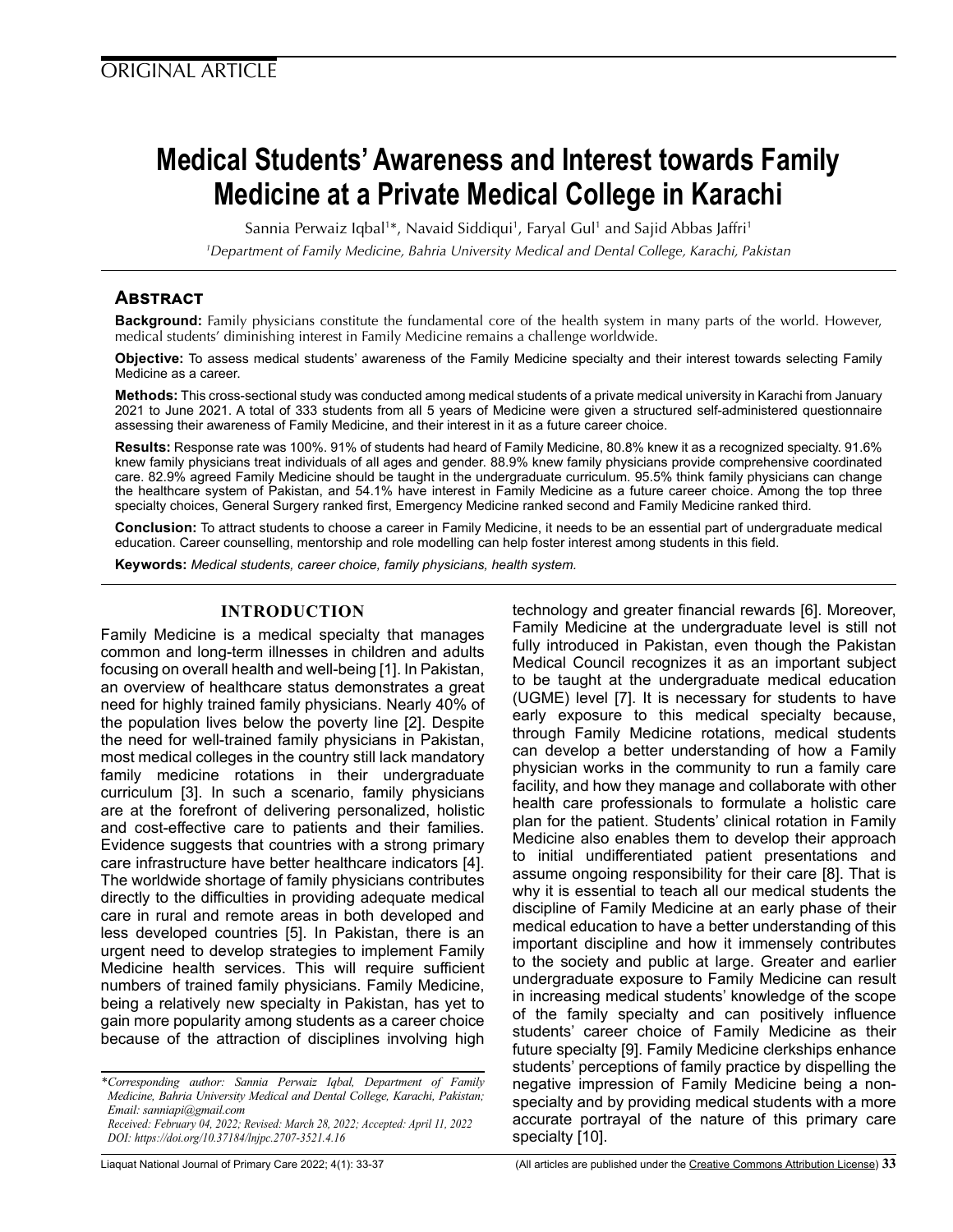ORIGINAL ARTICLE

# Medical Students' Awareness and Interest towards Family Medicine at a Private Medical College in Karachi

Sannia Perwaiz Iqbal[1]*, Navaid Siddiqui[1], Faryal Gul[1] and Sajid Abbas Jaffri[1]

[1]*Department of Family Medicine, Bahria University Medical and Dental College, Karachi, Pakistan*

## Abstract

**Background:** Family physicians constitute the fundamental core of the health system in many parts of the world. However, medical students' diminishing interest in Family Medicine remains a challenge worldwide.

**Objective:** To assess medical students' awareness of the Family Medicine specialty and their interest towards selecting Family Medicine as a career.

**Methods:** This cross-sectional study was conducted among medical students of a private medical university in Karachi from January 2021 to June 2021. A total of 333 students from all 5 years of Medicine were given a structured self-administered questionnaire assessing their awareness of Family Medicine, and their interest in it as a future career choice.

**Results:** Response rate was 100%. 91% of students had heard of Family Medicine, 80.8% knew it as a recognized specialty. 91.6% knew family physicians treat individuals of all ages and gender. 88.9% knew family physicians provide comprehensive coordinated care. 82.9% agreed Family Medicine should be taught in the undergraduate curriculum. 95.5% think family physicians can change the healthcare system of Pakistan, and 54.1% have interest in Family Medicine as a future career choice. Among the top three specialty choices, General Surgery ranked first, Emergency Medicine ranked second and Family Medicine ranked third.

**Conclusion:** To attract students to choose a career in Family Medicine, it needs to be an essential part of undergraduate medical education. Career counselling, mentorship and role modelling can help foster interest among students in this field.

**Keywords:** *Medical students, career choice, family physicians, health system.*

## INTRODUCTION

Family Medicine is a medical specialty that manages common and long-term illnesses in children and adults focusing on overall health and well-being [1]. In Pakistan, an overview of healthcare status demonstrates a great need for highly trained family physicians. Nearly 40% of the population lives below the poverty line [2]. Despite the need for well-trained family physicians in Pakistan, most medical colleges in the country still lack mandatory family medicine rotations in their undergraduate curriculum [3]. In such a scenario, family physicians are at the forefront of delivering personalized, holistic and cost-effective care to patients and their families. Evidence suggests that countries with a strong primary care infrastructure have better healthcare indicators [4]. The worldwide shortage of family physicians contributes directly to the difficulties in providing adequate medical care in rural and remote areas in both developed and less developed countries [5]. In Pakistan, there is an urgent need to develop strategies to implement Family Medicine health services. This will require sufficient numbers of trained family physicians. Family Medicine, being a relatively new specialty in Pakistan, has yet to gain more popularity among students as a career choice because of the attraction of disciplines involving high technology and greater financial rewards [6]. Moreover, Family Medicine at the undergraduate level is still not fully introduced in Pakistan, even though the Pakistan Medical Council recognizes it as an important subject to be taught at the undergraduate medical education (UGME) level [7]. It is necessary for students to have early exposure to this medical specialty because, through Family Medicine rotations, medical students can develop a better understanding of how a Family physician works in the community to run a family care facility, and how they manage and collaborate with other health care professionals to formulate a holistic care plan for the patient. Students' clinical rotation in Family Medicine also enables them to develop their approach to initial undifferentiated patient presentations and assume ongoing responsibility for their care [8]. That is why it is essential to teach all our medical students the discipline of Family Medicine at an early phase of their medical education to have a better understanding of this important discipline and how it immensely contributes to the society and public at large. Greater and earlier undergraduate exposure to Family Medicine can result in increasing medical students' knowledge of the scope of the family specialty and can positively influence students' career choice of Family Medicine as their future specialty [9]. Family Medicine clerkships enhance students' perceptions of family practice by dispelling the negative impression of Family Medicine being a non-specialty and by providing medical students with a more accurate portrayal of the nature of this primary care specialty [10].

*\*Corresponding author: Sannia Perwaiz Iqbal, Department of Family Medicine, Bahria University Medical and Dental College, Karachi, Pakistan; Email: sanniapi@gmail.com*
*Received: February 04, 2022; Revised: March 28, 2022; Accepted: April 11, 2022*
*DOI: https://doi.org/10.37184/lnjpc.2707-3521.4.16*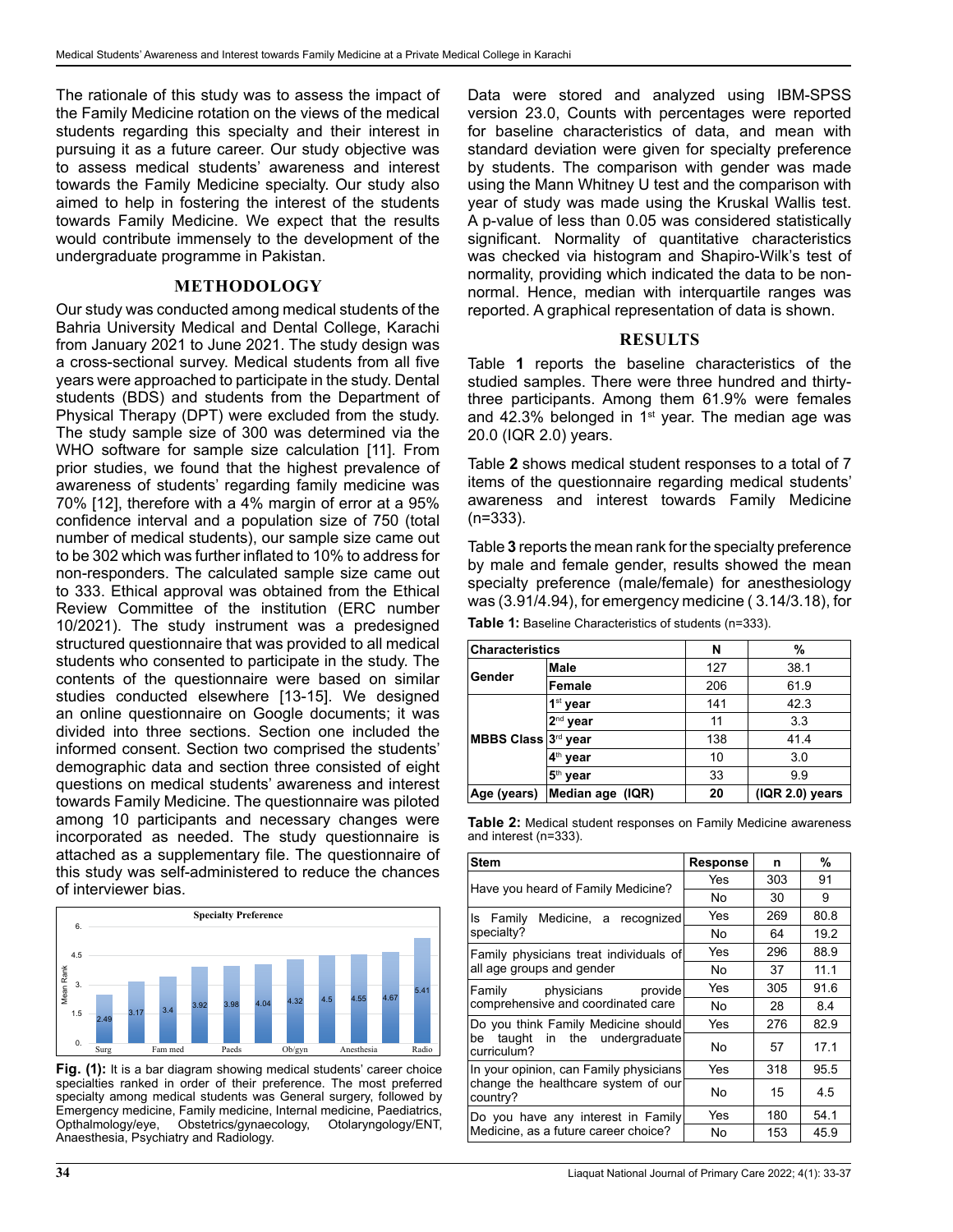The rationale of this study was to assess the impact of the Family Medicine rotation on the views of the medical students regarding this specialty and their interest in pursuing it as a future career. Our study objective was to assess medical students' awareness and interest towards the Family Medicine specialty. Our study also aimed to help in fostering the interest of the students towards Family Medicine. We expect that the results would contribute immensely to the development of the undergraduate programme in Pakistan.

## METHODOLOGY

Our study was conducted among medical students of the Bahria University Medical and Dental College, Karachi from January 2021 to June 2021. The study design was a cross-sectional survey. Medical students from all five years were approached to participate in the study. Dental students (BDS) and students from the Department of Physical Therapy (DPT) were excluded from the study. The study sample size of 300 was determined via the WHO software for sample size calculation [11]. From prior studies, we found that the highest prevalence of awareness of students' regarding family medicine was 70% [12], therefore with a 4% margin of error at a 95% confidence interval and a population size of 750 (total number of medical students), our sample size came out to be 302 which was further inflated to 10% to address for non-responders. The calculated sample size came out to 333. Ethical approval was obtained from the Ethical Review Committee of the institution (ERC number 10/2021). The study instrument was a predesigned structured questionnaire that was provided to all medical students who consented to participate in the study. The contents of the questionnaire were based on similar studies conducted elsewhere [13-15]. We designed an online questionnaire on Google documents; it was divided into three sections. Section one included the informed consent. Section two comprised the students' demographic data and section three consisted of eight questions on medical students' awareness and interest towards Family Medicine. The questionnaire was piloted among 10 participants and necessary changes were incorporated as needed. The study questionnaire is attached as a supplementary file. The questionnaire of this study was self-administered to reduce the chances of interviewer bias.

**Specialty Preference**

| Specialty | Mean Rank |
|---|---|
| Surg | 2.49 |
| | 3.17 |
| Fam med | 3.4 |
| | 3.92 |
| Paeds | 3.98 |
| | 4.04 |
| Ob/gyn | 4.32 |
| | 4.5 |
| Anesthesia | 4.55 |
| | 4.67 |
| Radio | 5.41 |

**Fig. (1):** It is a bar diagram showing medical students' career choice specialties ranked in order of their preference. The most preferred specialty among medical students was General surgery, followed by Emergency medicine, Family medicine, Internal medicine, Paediatrics, Opthalmology/eye, Obstetrics/gynaecology, Otolaryngology/ENT, Anaesthesia, Psychiatry and Radiology.

Data were stored and analyzed using IBM-SPSS version 23.0, Counts with percentages were reported for baseline characteristics of data, and mean with standard deviation were given for specialty preference by students. The comparison with gender was made using the Mann Whitney U test and the comparison with year of study was made using the Kruskal Wallis test. A p-value of less than 0.05 was considered statistically significant. Normality of quantitative characteristics was checked via histogram and Shapiro-Wilk's test of normality, providing which indicated the data to be non-normal. Hence, median with interquartile ranges was reported. A graphical representation of data is shown.

## RESULTS

Table **1** reports the baseline characteristics of the studied samples. There were three hundred and thirty-three participants. Among them 61.9% were females and 42.3% belonged in 1st year. The median age was 20.0 (IQR 2.0) years.

Table **2** shows medical student responses to a total of 7 items of the questionnaire regarding medical students' awareness and interest towards Family Medicine (n=333).

Table **3** reports the mean rank for the specialty preference by male and female gender, results showed the mean specialty preference (male/female) for anesthesiology was (3.91/4.94), for emergency medicine ( 3.14/3.18), for

**Table 1:** Baseline Characteristics of students (n=333).

| Characteristics | | N | % |
|---|---|---|---|
| Gender | Male | 127 | 38.1 |
| | Female | 206 | 61.9 |
| MBBS Class | 1st year | 141 | 42.3 |
| | 2nd year | 11 | 3.3 |
| | 3rd year | 138 | 41.4 |
| | 4th year | 10 | 3.0 |
| | 5th year | 33 | 9.9 |
| Age (years) | Median age (IQR) | 20 | (IQR 2.0) years |

**Table 2:** Medical student responses on Family Medicine awareness and interest (n=333).

| Stem | Response | n | % |
|---|---|---|---|
| Have you heard of Family Medicine? | Yes | 303 | 91 |
| | No | 30 | 9 |
| Is Family Medicine, a recognized specialty? | Yes | 269 | 80.8 |
| | No | 64 | 19.2 |
| Family physicians treat individuals of all age groups and gender | Yes | 296 | 88.9 |
| | No | 37 | 11.1 |
| Family physicians provide comprehensive and coordinated care | Yes | 305 | 91.6 |
| | No | 28 | 8.4 |
| Do you think Family Medicine should be taught in the undergraduate curriculum? | Yes | 276 | 82.9 |
| | No | 57 | 17.1 |
| In your opinion, can Family physicians change the healthcare system of our country? | Yes | 318 | 95.5 |
| | No | 15 | 4.5 |
| Do you have any interest in Family Medicine, as a future career choice? | Yes | 180 | 54.1 |
| | No | 153 | 45.9 |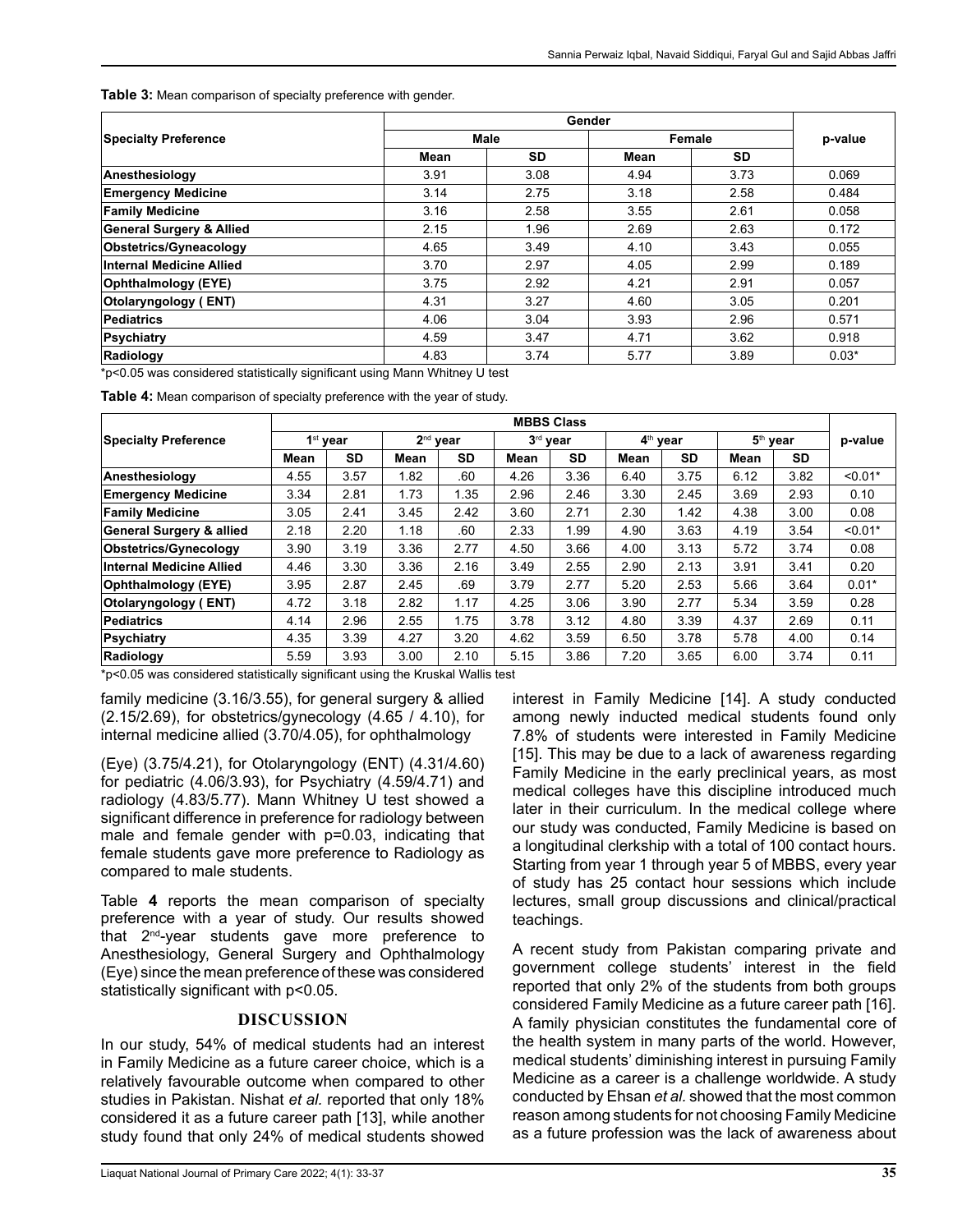**Table 3:** Mean comparison of specialty preference with gender.

| Specialty Preference | Gender | | | | p-value |
|---|---|---|---|---|---|
| | Male | | Female | | |
| | Mean | SD | Mean | SD | |
| **Anesthesiology** | 3.91 | 3.08 | 4.94 | 3.73 | 0.069 |
| **Emergency Medicine** | 3.14 | 2.75 | 3.18 | 2.58 | 0.484 |
| **Family Medicine** | 3.16 | 2.58 | 3.55 | 2.61 | 0.058 |
| **General Surgery & Allied** | 2.15 | 1.96 | 2.69 | 2.63 | 0.172 |
| **Obstetrics/Gyneacology** | 4.65 | 3.49 | 4.10 | 3.43 | 0.055 |
| **Internal Medicine Allied** | 3.70 | 2.97 | 4.05 | 2.99 | 0.189 |
| **Ophthalmology (EYE)** | 3.75 | 2.92 | 4.21 | 2.91 | 0.057 |
| **Otolaryngology ( ENT)** | 4.31 | 3.27 | 4.60 | 3.05 | 0.201 |
| **Pediatrics** | 4.06 | 3.04 | 3.93 | 2.96 | 0.571 |
| **Psychiatry** | 4.59 | 3.47 | 4.71 | 3.62 | 0.918 |
| **Radiology** | 4.83 | 3.74 | 5.77 | 3.89 | 0.03* |

*p<0.05 was considered statistically significant using Mann Whitney U test

**Table 4:** Mean comparison of specialty preference with the year of study.

| Specialty Preference | MBBS Class | | | | | | | | | | p-value |
|---|---|---|---|---|---|---|---|---|---|---|---|
| | 1st year | | 2nd year | | 3rd year | | 4th year | | 5th year | | |
| | Mean | SD | Mean | SD | Mean | SD | Mean | SD | Mean | SD | |
| **Anesthesiology** | 4.55 | 3.57 | 1.82 | .60 | 4.26 | 3.36 | 6.40 | 3.75 | 6.12 | 3.82 | <0.01* |
| **Emergency Medicine** | 3.34 | 2.81 | 1.73 | 1.35 | 2.96 | 2.46 | 3.30 | 2.45 | 3.69 | 2.93 | 0.10 |
| **Family Medicine** | 3.05 | 2.41 | 3.45 | 2.42 | 3.60 | 2.71 | 2.30 | 1.42 | 4.38 | 3.00 | 0.08 |
| **General Surgery & allied** | 2.18 | 2.20 | 1.18 | .60 | 2.33 | 1.99 | 4.90 | 3.63 | 4.19 | 3.54 | <0.01* |
| **Obstetrics/Gynecology** | 3.90 | 3.19 | 3.36 | 2.77 | 4.50 | 3.66 | 4.00 | 3.13 | 5.72 | 3.74 | 0.08 |
| **Internal Medicine Allied** | 4.46 | 3.30 | 3.36 | 2.16 | 3.49 | 2.55 | 2.90 | 2.13 | 3.91 | 3.41 | 0.20 |
| **Ophthalmology (EYE)** | 3.95 | 2.87 | 2.45 | .69 | 3.79 | 2.77 | 5.20 | 2.53 | 5.66 | 3.64 | 0.01* |
| **Otolaryngology ( ENT)** | 4.72 | 3.18 | 2.82 | 1.17 | 4.25 | 3.06 | 3.90 | 2.77 | 5.34 | 3.59 | 0.28 |
| **Pediatrics** | 4.14 | 2.96 | 2.55 | 1.75 | 3.78 | 3.12 | 4.80 | 3.39 | 4.37 | 2.69 | 0.11 |
| **Psychiatry** | 4.35 | 3.39 | 4.27 | 3.20 | 4.62 | 3.59 | 6.50 | 3.78 | 5.78 | 4.00 | 0.14 |
| **Radiology** | 5.59 | 3.93 | 3.00 | 2.10 | 5.15 | 3.86 | 7.20 | 3.65 | 6.00 | 3.74 | 0.11 |

*p<0.05 was considered statistically significant using the Kruskal Wallis test

family medicine (3.16/3.55), for general surgery & allied (2.15/2.69), for obstetrics/gynecology (4.65 / 4.10), for internal medicine allied (3.70/4.05), for ophthalmology

(Eye) (3.75/4.21), for Otolaryngology (ENT) (4.31/4.60) for pediatric (4.06/3.93), for Psychiatry (4.59/4.71) and radiology (4.83/5.77). Mann Whitney U test showed a significant difference in preference for radiology between male and female gender with p=0.03, indicating that female students gave more preference to Radiology as compared to male students.

Table **4** reports the mean comparison of specialty preference with a year of study. Our results showed that 2nd-year students gave more preference to Anesthesiology, General Surgery and Ophthalmology (Eye) since the mean preference of these was considered statistically significant with p<0.05.

## DISCUSSION

In our study, 54% of medical students had an interest in Family Medicine as a future career choice, which is a relatively favourable outcome when compared to other studies in Pakistan. Nishat *et al.* reported that only 18% considered it as a future career path [13], while another study found that only 24% of medical students showed interest in Family Medicine [14]. A study conducted among newly inducted medical students found only 7.8% of students were interested in Family Medicine [15]. This may be due to a lack of awareness regarding Family Medicine in the early preclinical years, as most medical colleges have this discipline introduced much later in their curriculum. In the medical college where our study was conducted, Family Medicine is based on a longitudinal clerkship with a total of 100 contact hours. Starting from year 1 through year 5 of MBBS, every year of study has 25 contact hour sessions which include lectures, small group discussions and clinical/practical teachings.

A recent study from Pakistan comparing private and government college students' interest in the field reported that only 2% of the students from both groups considered Family Medicine as a future career path [16]. A family physician constitutes the fundamental core of the health system in many parts of the world. However, medical students' diminishing interest in pursuing Family Medicine as a career is a challenge worldwide. A study conducted by Ehsan *et al.* showed that the most common reason among students for not choosing Family Medicine as a future profession was the lack of awareness about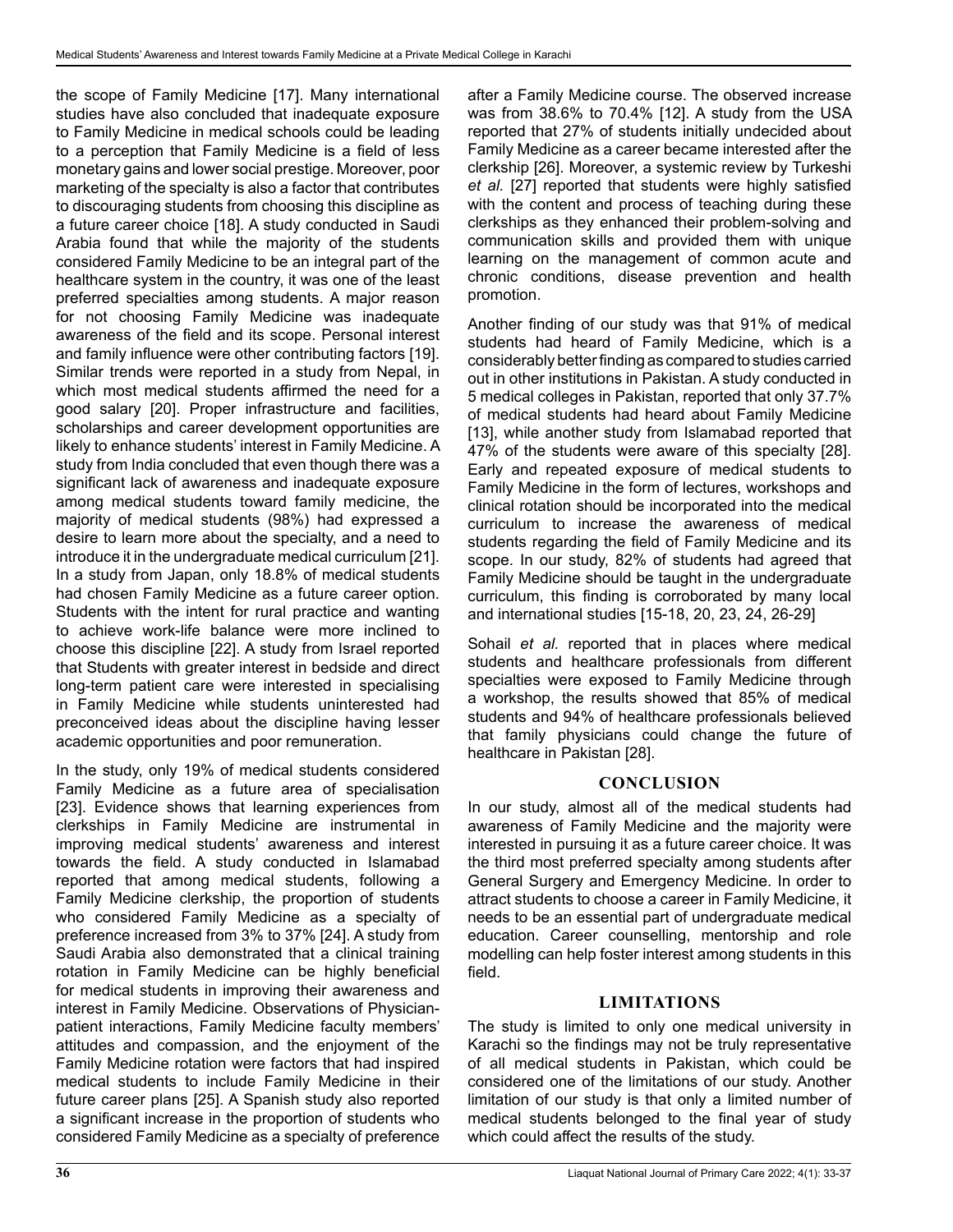the scope of Family Medicine [17]. Many international studies have also concluded that inadequate exposure to Family Medicine in medical schools could be leading to a perception that Family Medicine is a field of less monetary gains and lower social prestige. Moreover, poor marketing of the specialty is also a factor that contributes to discouraging students from choosing this discipline as a future career choice [18]. A study conducted in Saudi Arabia found that while the majority of the students considered Family Medicine to be an integral part of the healthcare system in the country, it was one of the least preferred specialties among students. A major reason for not choosing Family Medicine was inadequate awareness of the field and its scope. Personal interest and family influence were other contributing factors [19]. Similar trends were reported in a study from Nepal, in which most medical students affirmed the need for a good salary [20]. Proper infrastructure and facilities, scholarships and career development opportunities are likely to enhance students' interest in Family Medicine. A study from India concluded that even though there was a significant lack of awareness and inadequate exposure among medical students toward family medicine, the majority of medical students (98%) had expressed a desire to learn more about the specialty, and a need to introduce it in the undergraduate medical curriculum [21]. In a study from Japan, only 18.8% of medical students had chosen Family Medicine as a future career option. Students with the intent for rural practice and wanting to achieve work-life balance were more inclined to choose this discipline [22]. A study from Israel reported that Students with greater interest in bedside and direct long-term patient care were interested in specialising in Family Medicine while students uninterested had preconceived ideas about the discipline having lesser academic opportunities and poor remuneration.

In the study, only 19% of medical students considered Family Medicine as a future area of specialisation [23]. Evidence shows that learning experiences from clerkships in Family Medicine are instrumental in improving medical students' awareness and interest towards the field. A study conducted in Islamabad reported that among medical students, following a Family Medicine clerkship, the proportion of students who considered Family Medicine as a specialty of preference increased from 3% to 37% [24]. A study from Saudi Arabia also demonstrated that a clinical training rotation in Family Medicine can be highly beneficial for medical students in improving their awareness and interest in Family Medicine. Observations of Physician-patient interactions, Family Medicine faculty members' attitudes and compassion, and the enjoyment of the Family Medicine rotation were factors that had inspired medical students to include Family Medicine in their future career plans [25]. A Spanish study also reported a significant increase in the proportion of students who considered Family Medicine as a specialty of preference after a Family Medicine course. The observed increase was from 38.6% to 70.4% [12]. A study from the USA reported that 27% of students initially undecided about Family Medicine as a career became interested after the clerkship [26]. Moreover, a systemic review by Turkeshi *et al.* [27] reported that students were highly satisfied with the content and process of teaching during these clerkships as they enhanced their problem-solving and communication skills and provided them with unique learning on the management of common acute and chronic conditions, disease prevention and health promotion.

Another finding of our study was that 91% of medical students had heard of Family Medicine, which is a considerably better finding as compared to studies carried out in other institutions in Pakistan. A study conducted in 5 medical colleges in Pakistan, reported that only 37.7% of medical students had heard about Family Medicine [13], while another study from Islamabad reported that 47% of the students were aware of this specialty [28]. Early and repeated exposure of medical students to Family Medicine in the form of lectures, workshops and clinical rotation should be incorporated into the medical curriculum to increase the awareness of medical students regarding the field of Family Medicine and its scope. In our study, 82% of students had agreed that Family Medicine should be taught in the undergraduate curriculum, this finding is corroborated by many local and international studies [15-18, 20, 23, 24, 26-29]

Sohail *et al.* reported that in places where medical students and healthcare professionals from different specialties were exposed to Family Medicine through a workshop, the results showed that 85% of medical students and 94% of healthcare professionals believed that family physicians could change the future of healthcare in Pakistan [28].

## CONCLUSION

In our study, almost all of the medical students had awareness of Family Medicine and the majority were interested in pursuing it as a future career choice. It was the third most preferred specialty among students after General Surgery and Emergency Medicine. In order to attract students to choose a career in Family Medicine, it needs to be an essential part of undergraduate medical education. Career counselling, mentorship and role modelling can help foster interest among students in this field.

## LIMITATIONS

The study is limited to only one medical university in Karachi so the findings may not be truly representative of all medical students in Pakistan, which could be considered one of the limitations of our study. Another limitation of our study is that only a limited number of medical students belonged to the final year of study which could affect the results of the study.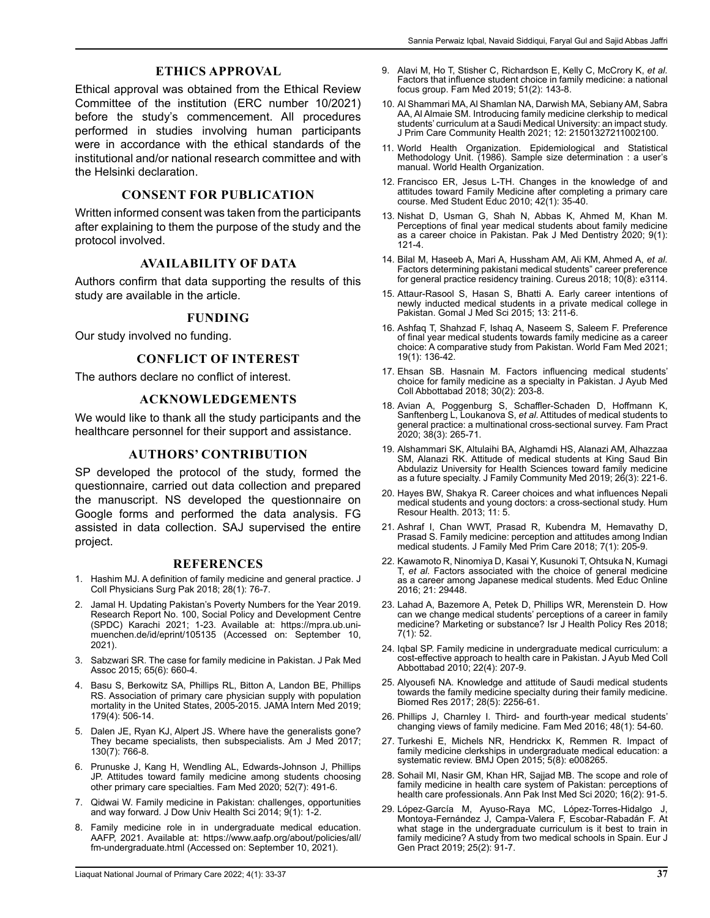## ETHICS APPROVAL

Ethical approval was obtained from the Ethical Review Committee of the institution (ERC number 10/2021) before the study's commencement. All procedures performed in studies involving human participants were in accordance with the ethical standards of the institutional and/or national research committee and with the Helsinki declaration.

## CONSENT FOR PUBLICATION

Written informed consent was taken from the participants after explaining to them the purpose of the study and the protocol involved.

## AVAILABILITY OF DATA

Authors confirm that data supporting the results of this study are available in the article.

## FUNDING

Our study involved no funding.

## CONFLICT OF INTEREST

The authors declare no conflict of interest.

## ACKNOWLEDGEMENTS

We would like to thank all the study participants and the healthcare personnel for their support and assistance.

## AUTHORS' CONTRIBUTION

SP developed the protocol of the study, formed the questionnaire, carried out data collection and prepared the manuscript. NS developed the questionnaire on Google forms and performed the data analysis. FG assisted in data collection. SAJ supervised the entire project.

## REFERENCES

1. Hashim MJ. A definition of family medicine and general practice. J Coll Physicians Surg Pak 2018; 28(1): 76-7.
2. Jamal H. Updating Pakistan's Poverty Numbers for the Year 2019. Research Report No. 100, Social Policy and Development Centre (SPDC) Karachi 2021; 1-23. Available at: https://mpra.ub.uni-muenchen.de/id/eprint/105135 (Accessed on: September 10, 2021).
3. Sabzwari SR. The case for family medicine in Pakistan. J Pak Med Assoc 2015; 65(6): 660-4.
4. Basu S, Berkowitz SA, Phillips RL, Bitton A, Landon BE, Phillips RS. Association of primary care physician supply with population mortality in the United States, 2005-2015. JAMA Intern Med 2019; 179(4): 506-14.
5. Dalen JE, Ryan KJ, Alpert JS. Where have the generalists gone? They became specialists, then subspecialists. Am J Med 2017; 130(7): 766-8.
6. Prunuske J, Kang H, Wendling AL, Edwards-Johnson J, Phillips JP. Attitudes toward family medicine among students choosing other primary care specialties. Fam Med 2020; 52(7): 491-6.
7. Qidwai W. Family medicine in Pakistan: challenges, opportunities and way forward. J Dow Univ Health Sci 2014; 9(1): 1-2.
8. Family medicine role in in undergraduate medical education. AAFP, 2021. Available at: https://www.aafp.org/about/policies/all/fm-undergraduate.html (Accessed on: September 10, 2021).
9. Alavi M, Ho T, Stisher C, Richardson E, Kelly C, McCrory K, *et al*. Factors that influence student choice in family medicine: a national focus group. Fam Med 2019; 51(2): 143-8.
10. Al Shammari MA, Al Shamlan NA, Darwish MA, Sebiany AM, Sabra AA, Al Almaie SM. Introducing family medicine clerkship to medical students' curriculum at a Saudi Medical University: an impact study. J Prim Care Community Health 2021; 12: 21501327211002100.
11. World Health Organization. Epidemiological and Statistical Methodology Unit. (1986). Sample size determination : a user's manual. World Health Organization.
12. Francisco ER, Jesus L-TH. Changes in the knowledge of and attitudes toward Family Medicine after completing a primary care course. Med Student Educ 2010; 42(1): 35-40.
13. Nishat D, Usman G, Shah N, Abbas K, Ahmed M, Khan M. Perceptions of final year medical students about family medicine as a career choice in Pakistan. Pak J Med Dentistry 2020; 9(1): 121-4.
14. Bilal M, Haseeb A, Mari A, Hussham AM, Ali KM, Ahmed A, *et al*. Factors determining pakistani medical students" career preference for general practice residency training. Cureus 2018; 10(8): e3114.
15. Attaur-Rasool S, Hasan S, Bhatti A. Early career intentions of newly inducted medical students in a private medical college in Pakistan. Gomal J Med Sci 2015; 13: 211-6.
16. Ashfaq T, Shahzad F, Ishaq A, Naseem S, Saleem F. Preference of final year medical students towards family medicine as a career choice: A comparative study from Pakistan. World Fam Med 2021; 19(1): 136-42.
17. Ehsan SB. Hasnain M. Factors influencing medical students' choice for family medicine as a specialty in Pakistan. J Ayub Med Coll Abbottabad 2018; 30(2): 203-8.
18. Avian A, Poggenburg S, Schaffler-Schaden D, Hoffmann K, Sanftenberg L, Loukanova S, *et al*. Attitudes of medical students to general practice: a multinational cross-sectional survey. Fam Pract 2020; 38(3): 265-71.
19. Alshammari SK, Altulaihi BA, Alghamdi HS, Alanazi AM, Alhazzaa SM, Alanazi RK. Attitude of medical students at King Saud Bin Abdulaziz University for Health Sciences toward family medicine as a future specialty. J Family Community Med 2019; 26(3): 221-6.
20. Hayes BW, Shakya R. Career choices and what influences Nepali medical students and young doctors: a cross-sectional study. Hum Resour Health. 2013; 11: 5.
21. Ashraf I, Chan WWT, Prasad R, Kubendra M, Hemavathy D, Prasad S. Family medicine: perception and attitudes among Indian medical students. J Family Med Prim Care 2018; 7(1): 205-9.
22. Kawamoto R, Ninomiya D, Kasai Y, Kusunoki T, Ohtsuka N, Kumagi T, *et al*. Factors associated with the choice of general medicine as a career among Japanese medical students. Med Educ Online 2016; 21: 29448.
23. Lahad A, Bazemore A, Petek D, Phillips WR, Merenstein D. How can we change medical students' perceptions of a career in family medicine? Marketing or substance? Isr J Health Policy Res 2018; 7(1): 52.
24. Iqbal SP. Family medicine in undergraduate medical curriculum: a cost-effective approach to health care in Pakistan. J Ayub Med Coll Abbottabad 2010; 22(4): 207-9.
25. Alyousefi NA. Knowledge and attitude of Saudi medical students towards the family medicine specialty during their family medicine. Biomed Res 2017; 28(5): 2256-61.
26. Phillips J, Charnley I. Third- and fourth-year medical students' changing views of family medicine. Fam Med 2016; 48(1): 54-60.
27. Turkeshi E, Michels NR, Hendrickx K, Remmen R. Impact of family medicine clerkships in undergraduate medical education: a systematic review. BMJ Open 2015; 5(8): e008265.
28. Sohail MI, Nasir GM, Khan HR, Sajjad MB. The scope and role of family medicine in health care system of Pakistan: perceptions of health care professionals. Ann Pak Inst Med Sci 2020; 16(2): 91-5.
29. López-García M, Ayuso-Raya MC, López-Torres-Hidalgo J, Montoya-Fernández J, Campa-Valera F, Escobar-Rabadán F. At what stage in the undergraduate curriculum is it best to train in family medicine? A study from two medical schools in Spain. Eur J Gen Pract 2019; 25(2): 91-7.